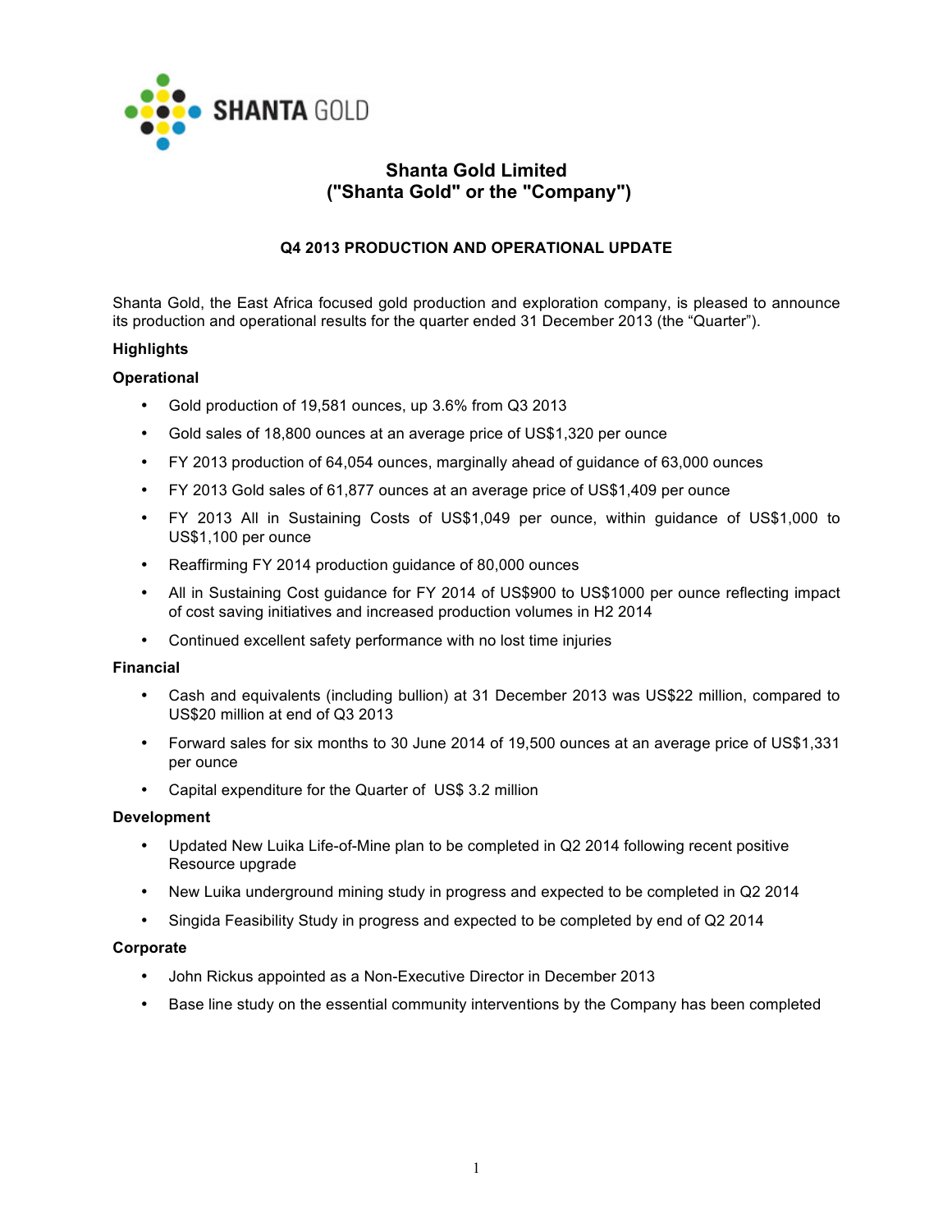# Shanta Gold Limited
# ("Shanta Gold" or the "Company")

### Q4 2013 PRODUCTION AND OPERATIONAL UPDATE

Shanta Gold, the East Africa focused gold production and exploration company, is pleased to announce its production and operational results for the quarter ended 31 December 2013 (the "Quarter").

**Highlights**

**Operational**

- Gold production of 19,581 ounces, up 3.6% from Q3 2013
- Gold sales of 18,800 ounces at an average price of US$1,320 per ounce
- FY 2013 production of 64,054 ounces, marginally ahead of guidance of 63,000 ounces
- FY 2013 Gold sales of 61,877 ounces at an average price of US$1,409 per ounce
- FY 2013 All in Sustaining Costs of US$1,049 per ounce, within guidance of US$1,000 to US$1,100 per ounce
- Reaffirming FY 2014 production guidance of 80,000 ounces
- All in Sustaining Cost guidance for FY 2014 of US$900 to US$1000 per ounce reflecting impact of cost saving initiatives and increased production volumes in H2 2014
- Continued excellent safety performance with no lost time injuries

**Financial**

- Cash and equivalents (including bullion) at 31 December 2013 was US$22 million, compared to US$20 million at end of Q3 2013
- Forward sales for six months to 30 June 2014 of 19,500 ounces at an average price of US$1,331 per ounce
- Capital expenditure for the Quarter of US$ 3.2 million

**Development**

- Updated New Luika Life-of-Mine plan to be completed in Q2 2014 following recent positive Resource upgrade
- New Luika underground mining study in progress and expected to be completed in Q2 2014
- Singida Feasibility Study in progress and expected to be completed by end of Q2 2014

**Corporate**

- John Rickus appointed as a Non-Executive Director in December 2013
- Base line study on the essential community interventions by the Company has been completed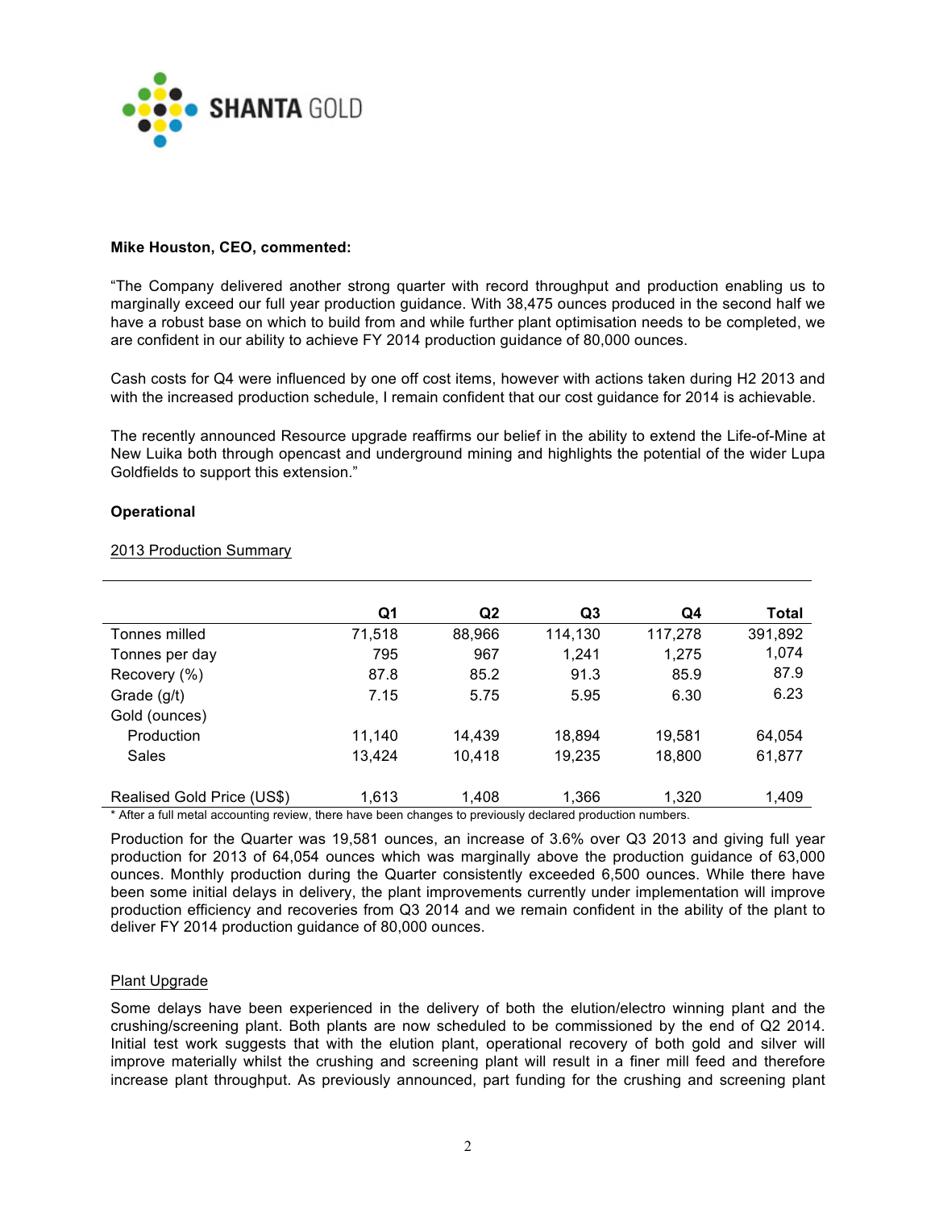SHANTA GOLD

**Mike Houston, CEO, commented:**

"The Company delivered another strong quarter with record throughput and production enabling us to marginally exceed our full year production guidance. With 38,475 ounces produced in the second half we have a robust base on which to build from and while further plant optimisation needs to be completed, we are confident in our ability to achieve FY 2014 production guidance of 80,000 ounces.

Cash costs for Q4 were influenced by one off cost items, however with actions taken during H2 2013 and with the increased production schedule, I remain confident that our cost guidance for 2014 is achievable.

The recently announced Resource upgrade reaffirms our belief in the ability to extend the Life-of-Mine at New Luika both through opencast and underground mining and highlights the potential of the wider Lupa Goldfields to support this extension."

**Operational**

2013 Production Summary

| | Q1 | Q2 | Q3 | Q4 | Total |
|---|---|---|---|---|---|
| Tonnes milled | 71,518 | 88,966 | 114,130 | 117,278 | 391,892 |
| Tonnes per day | 795 | 967 | 1,241 | 1,275 | 1,074 |
| Recovery (%) | 87.8 | 85.2 | 91.3 | 85.9 | 87.9 |
| Grade (g/t) | 7.15 | 5.75 | 5.95 | 6.30 | 6.23 |
| Gold (ounces) | | | | | |
| Production | 11,140 | 14,439 | 18,894 | 19,581 | 64,054 |
| Sales | 13,424 | 10,418 | 19,235 | 18,800 | 61,877 |
| Realised Gold Price (US$) | 1,613 | 1,408 | 1,366 | 1,320 | 1,409 |

* After a full metal accounting review, there have been changes to previously declared production numbers.

Production for the Quarter was 19,581 ounces, an increase of 3.6% over Q3 2013 and giving full year production for 2013 of 64,054 ounces which was marginally above the production guidance of 63,000 ounces. Monthly production during the Quarter consistently exceeded 6,500 ounces. While there have been some initial delays in delivery, the plant improvements currently under implementation will improve production efficiency and recoveries from Q3 2014 and we remain confident in the ability of the plant to deliver FY 2014 production guidance of 80,000 ounces.

Plant Upgrade

Some delays have been experienced in the delivery of both the elution/electro winning plant and the crushing/screening plant. Both plants are now scheduled to be commissioned by the end of Q2 2014. Initial test work suggests that with the elution plant, operational recovery of both gold and silver will improve materially whilst the crushing and screening plant will result in a finer mill feed and therefore increase plant throughput. As previously announced, part funding for the crushing and screening plant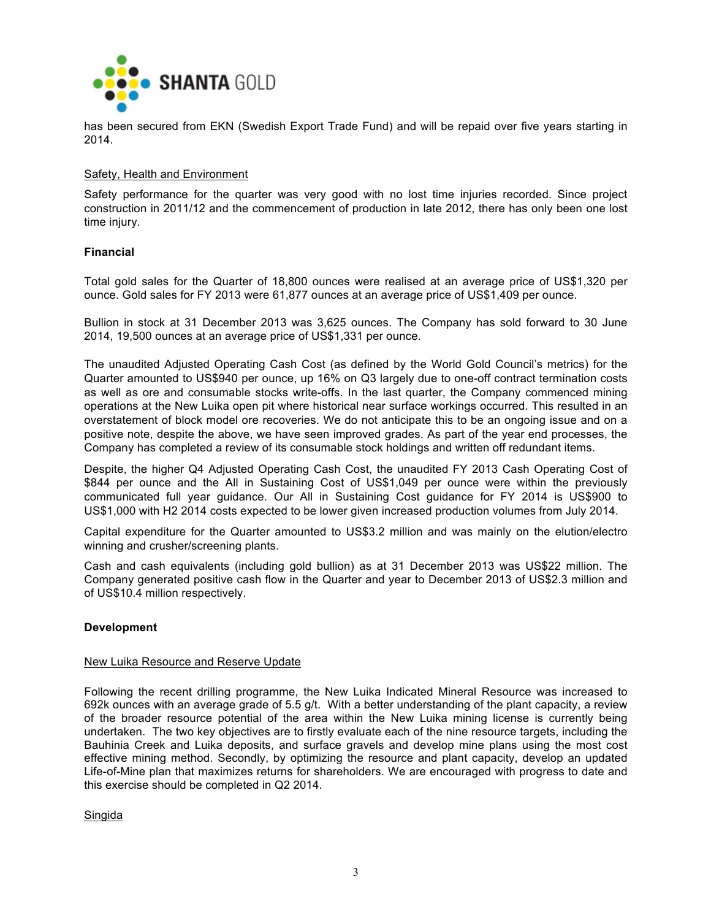has been secured from EKN (Swedish Export Trade Fund) and will be repaid over five years starting in 2014.

Safety, Health and Environment

Safety performance for the quarter was very good with no lost time injuries recorded. Since project construction in 2011/12 and the commencement of production in late 2012, there has only been one lost time injury.

**Financial**

Total gold sales for the Quarter of 18,800 ounces were realised at an average price of US$1,320 per ounce. Gold sales for FY 2013 were 61,877 ounces at an average price of US$1,409 per ounce.

Bullion in stock at 31 December 2013 was 3,625 ounces. The Company has sold forward to 30 June 2014, 19,500 ounces at an average price of US$1,331 per ounce.

The unaudited Adjusted Operating Cash Cost (as defined by the World Gold Council's metrics) for the Quarter amounted to US$940 per ounce, up 16% on Q3 largely due to one-off contract termination costs as well as ore and consumable stocks write-offs. In the last quarter, the Company commenced mining operations at the New Luika open pit where historical near surface workings occurred. This resulted in an overstatement of block model ore recoveries. We do not anticipate this to be an ongoing issue and on a positive note, despite the above, we have seen improved grades. As part of the year end processes, the Company has completed a review of its consumable stock holdings and written off redundant items.

Despite, the higher Q4 Adjusted Operating Cash Cost, the unaudited FY 2013 Cash Operating Cost of $844 per ounce and the All in Sustaining Cost of US$1,049 per ounce were within the previously communicated full year guidance. Our All in Sustaining Cost guidance for FY 2014 is US$900 to US$1,000 with H2 2014 costs expected to be lower given increased production volumes from July 2014.

Capital expenditure for the Quarter amounted to US$3.2 million and was mainly on the elution/electro winning and crusher/screening plants.

Cash and cash equivalents (including gold bullion) as at 31 December 2013 was US$22 million. The Company generated positive cash flow in the Quarter and year to December 2013 of US$2.3 million and of US$10.4 million respectively.

**Development**

New Luika Resource and Reserve Update

Following the recent drilling programme, the New Luika Indicated Mineral Resource was increased to 692k ounces with an average grade of 5.5 g/t. With a better understanding of the plant capacity, a review of the broader resource potential of the area within the New Luika mining license is currently being undertaken. The two key objectives are to firstly evaluate each of the nine resource targets, including the Bauhinia Creek and Luika deposits, and surface gravels and develop mine plans using the most cost effective mining method. Secondly, by optimizing the resource and plant capacity, develop an updated Life-of-Mine plan that maximizes returns for shareholders. We are encouraged with progress to date and this exercise should be completed in Q2 2014.

Singida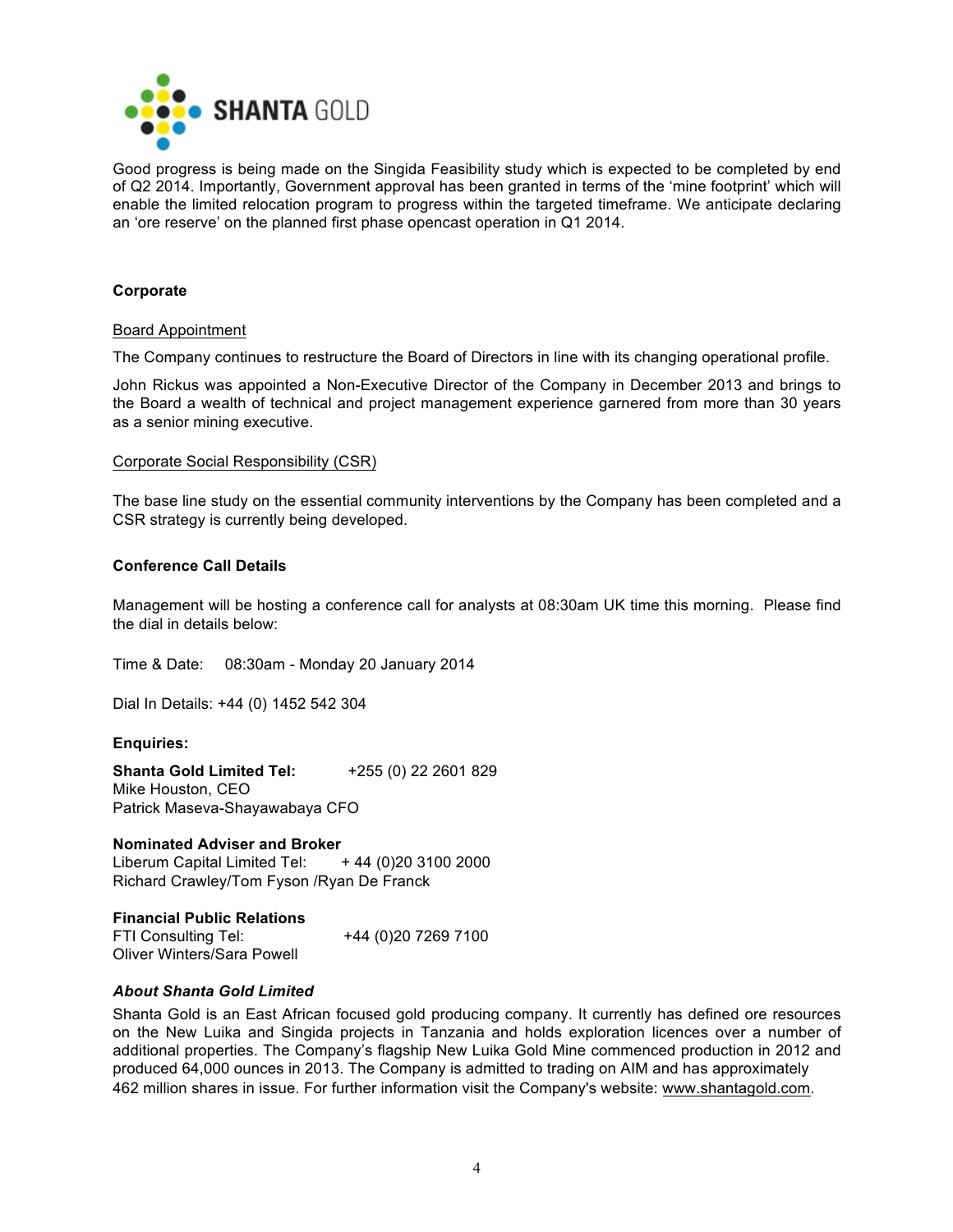Good progress is being made on the Singida Feasibility study which is expected to be completed by end of Q2 2014. Importantly, Government approval has been granted in terms of the 'mine footprint' which will enable the limited relocation program to progress within the targeted timeframe. We anticipate declaring an 'ore reserve' on the planned first phase opencast operation in Q1 2014.

## Corporate

### Board Appointment

The Company continues to restructure the Board of Directors in line with its changing operational profile.

John Rickus was appointed a Non-Executive Director of the Company in December 2013 and brings to the Board a wealth of technical and project management experience garnered from more than 30 years as a senior mining executive.

### Corporate Social Responsibility (CSR)

The base line study on the essential community interventions by the Company has been completed and a CSR strategy is currently being developed.

## Conference Call Details

Management will be hosting a conference call for analysts at 08:30am UK time this morning. Please find the dial in details below:

Time & Date: 08:30am - Monday 20 January 2014

Dial In Details: +44 (0) 1452 542 304

**Enquiries:**

**Shanta Gold Limited Tel:** +255 (0) 22 2601 829
Mike Houston, CEO
Patrick Maseva-Shayawabaya CFO

**Nominated Adviser and Broker**
Liberum Capital Limited Tel: + 44 (0)20 3100 2000
Richard Crawley/Tom Fyson /Ryan De Franck

**Financial Public Relations**
FTI Consulting Tel: +44 (0)20 7269 7100
Oliver Winters/Sara Powell

***About Shanta Gold Limited***

Shanta Gold is an East African focused gold producing company. It currently has defined ore resources on the New Luika and Singida projects in Tanzania and holds exploration licences over a number of additional properties. The Company's flagship New Luika Gold Mine commenced production in 2012 and produced 64,000 ounces in 2013. The Company is admitted to trading on AIM and has approximately 462 million shares in issue. For further information visit the Company's website: www.shantagold.com.